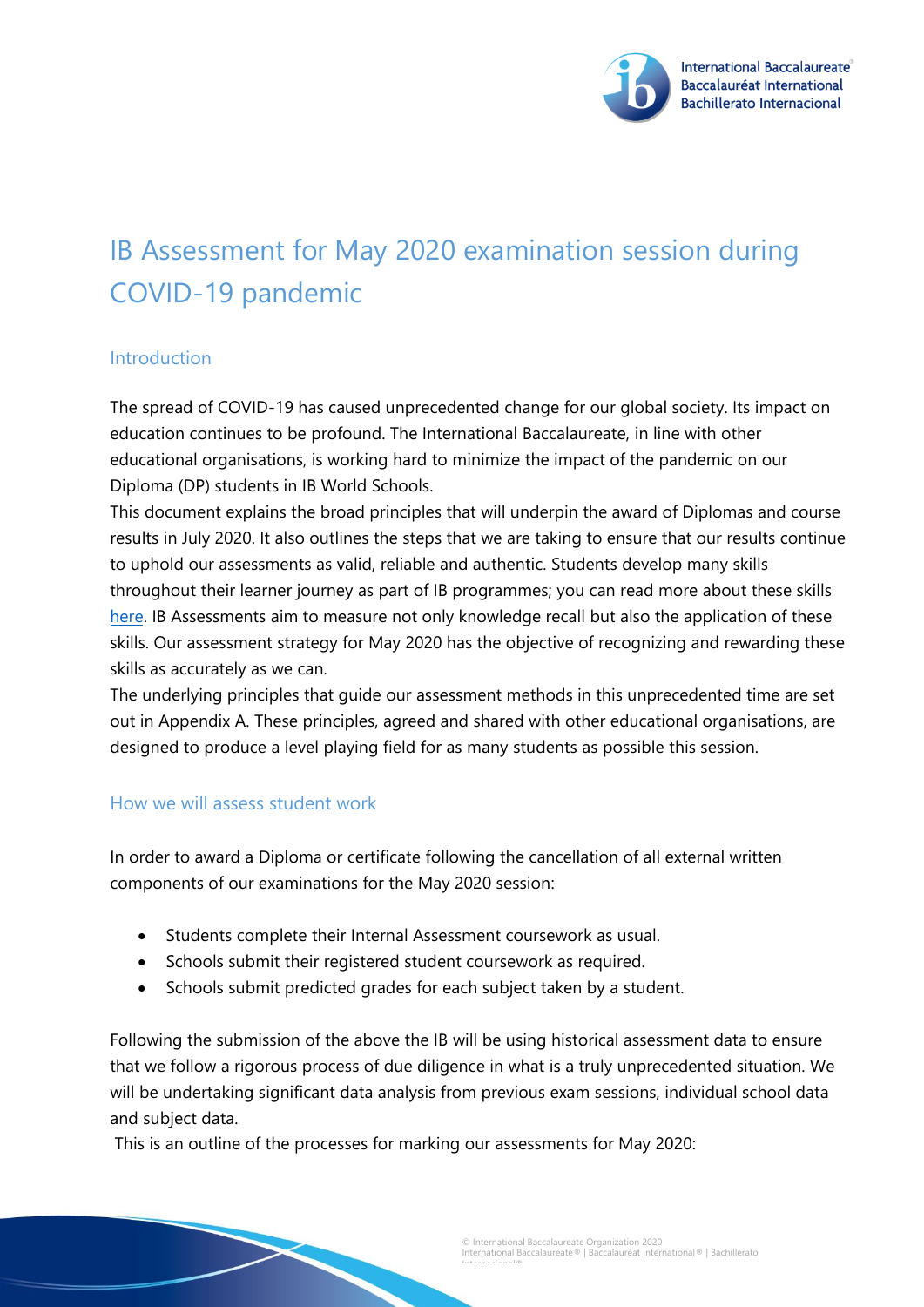# IB Assessment for May 2020 examination session during COVID-19 pandemic

## Introduction

The spread of COVID-19 has caused unprecedented change for our global society. Its impact on education continues to be profound. The International Baccalaureate, in line with other educational organisations, is working hard to minimize the impact of the pandemic on our Diploma (DP) students in IB World Schools.

This document explains the broad principles that will underpin the award of Diplomas and course results in July 2020. It also outlines the steps that we are taking to ensure that our results continue to uphold our assessments as valid, reliable and authentic. Students develop many skills throughout their learner journey as part of IB programmes; you can read more about these skills here. IB Assessments aim to measure not only knowledge recall but also the application of these skills. Our assessment strategy for May 2020 has the objective of recognizing and rewarding these skills as accurately as we can.

The underlying principles that guide our assessment methods in this unprecedented time are set out in Appendix A. These principles, agreed and shared with other educational organisations, are designed to produce a level playing field for as many students as possible this session.

## How we will assess student work

In order to award a Diploma or certificate following the cancellation of all external written components of our examinations for the May 2020 session:

- Students complete their Internal Assessment coursework as usual.
- Schools submit their registered student coursework as required.
- Schools submit predicted grades for each subject taken by a student.

Following the submission of the above the IB will be using historical assessment data to ensure that we follow a rigorous process of due diligence in what is a truly unprecedented situation. We will be undertaking significant data analysis from previous exam sessions, individual school data and subject data.

This is an outline of the processes for marking our assessments for May 2020: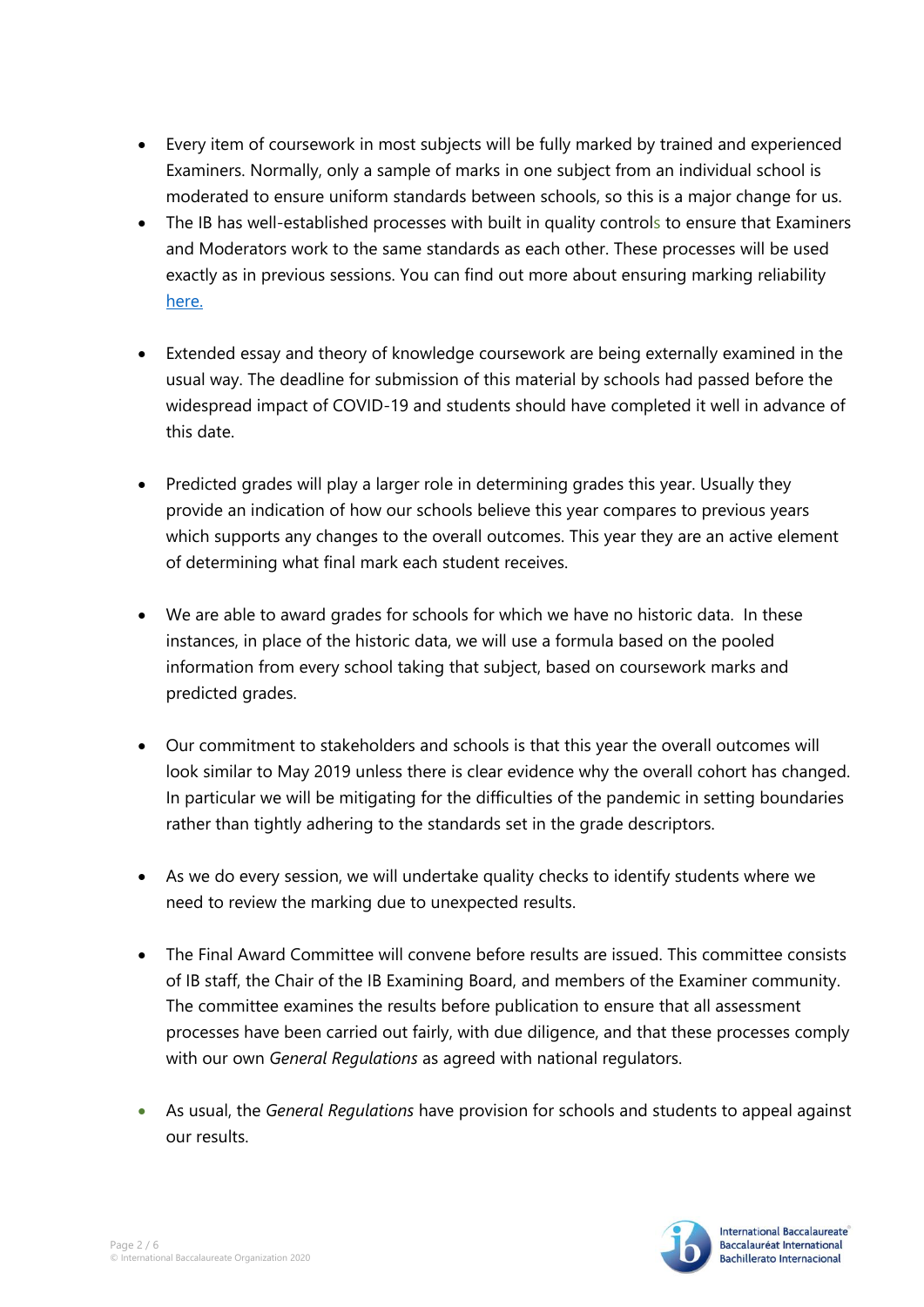- Every item of coursework in most subjects will be fully marked by trained and experienced Examiners. Normally, only a sample of marks in one subject from an individual school is moderated to ensure uniform standards between schools, so this is a major change for us.
- The IB has well-established processes with built in quality controls to ensure that Examiners and Moderators work to the same standards as each other. These processes will be used exactly as in previous sessions. You can find out more about ensuring marking reliability [here.]
- Extended essay and theory of knowledge coursework are being externally examined in the usual way. The deadline for submission of this material by schools had passed before the widespread impact of COVID-19 and students should have completed it well in advance of this date.
- Predicted grades will play a larger role in determining grades this year. Usually they provide an indication of how our schools believe this year compares to previous years which supports any changes to the overall outcomes. This year they are an active element of determining what final mark each student receives.
- We are able to award grades for schools for which we have no historic data. In these instances, in place of the historic data, we will use a formula based on the pooled information from every school taking that subject, based on coursework marks and predicted grades.
- Our commitment to stakeholders and schools is that this year the overall outcomes will look similar to May 2019 unless there is clear evidence why the overall cohort has changed. In particular we will be mitigating for the difficulties of the pandemic in setting boundaries rather than tightly adhering to the standards set in the grade descriptors.
- As we do every session, we will undertake quality checks to identify students where we need to review the marking due to unexpected results.
- The Final Award Committee will convene before results are issued. This committee consists of IB staff, the Chair of the IB Examining Board, and members of the Examiner community. The committee examines the results before publication to ensure that all assessment processes have been carried out fairly, with due diligence, and that these processes comply with our own *General Regulations* as agreed with national regulators.
- As usual, the *General Regulations* have provision for schools and students to appeal against our results.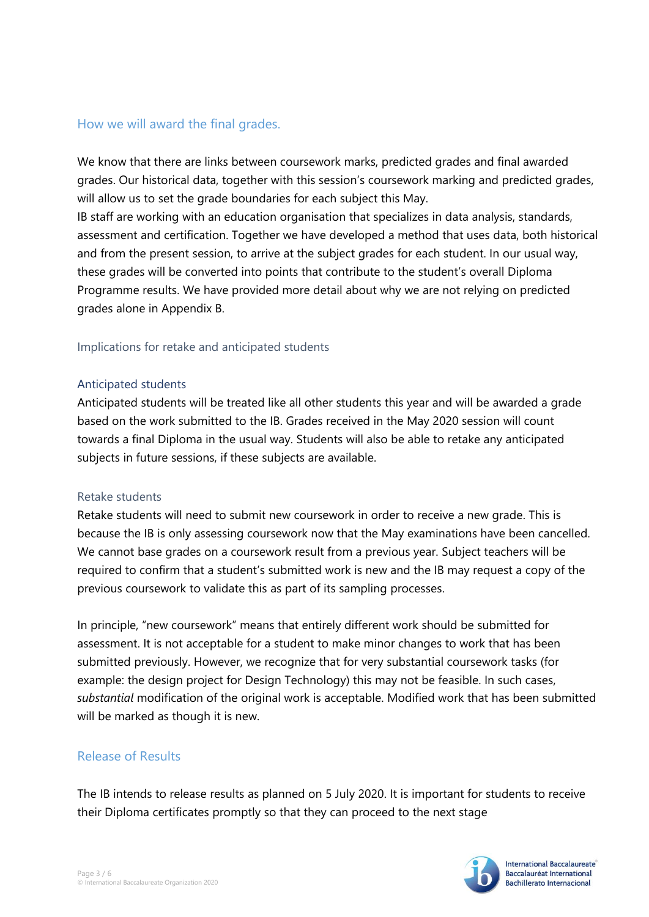## How we will award the final grades.

We know that there are links between coursework marks, predicted grades and final awarded grades. Our historical data, together with this session's coursework marking and predicted grades, will allow us to set the grade boundaries for each subject this May.

IB staff are working with an education organisation that specializes in data analysis, standards, assessment and certification. Together we have developed a method that uses data, both historical and from the present session, to arrive at the subject grades for each student. In our usual way, these grades will be converted into points that contribute to the student's overall Diploma Programme results. We have provided more detail about why we are not relying on predicted grades alone in Appendix B.

### Implications for retake and anticipated students

#### Anticipated students

Anticipated students will be treated like all other students this year and will be awarded a grade based on the work submitted to the IB. Grades received in the May 2020 session will count towards a final Diploma in the usual way. Students will also be able to retake any anticipated subjects in future sessions, if these subjects are available.

#### Retake students

Retake students will need to submit new coursework in order to receive a new grade. This is because the IB is only assessing coursework now that the May examinations have been cancelled. We cannot base grades on a coursework result from a previous year. Subject teachers will be required to confirm that a student's submitted work is new and the IB may request a copy of the previous coursework to validate this as part of its sampling processes.

In principle, "new coursework" means that entirely different work should be submitted for assessment. It is not acceptable for a student to make minor changes to work that has been submitted previously. However, we recognize that for very substantial coursework tasks (for example: the design project for Design Technology) this may not be feasible. In such cases, *substantial* modification of the original work is acceptable. Modified work that has been submitted will be marked as though it is new.

## Release of Results

The IB intends to release results as planned on 5 July 2020. It is important for students to receive their Diploma certificates promptly so that they can proceed to the next stage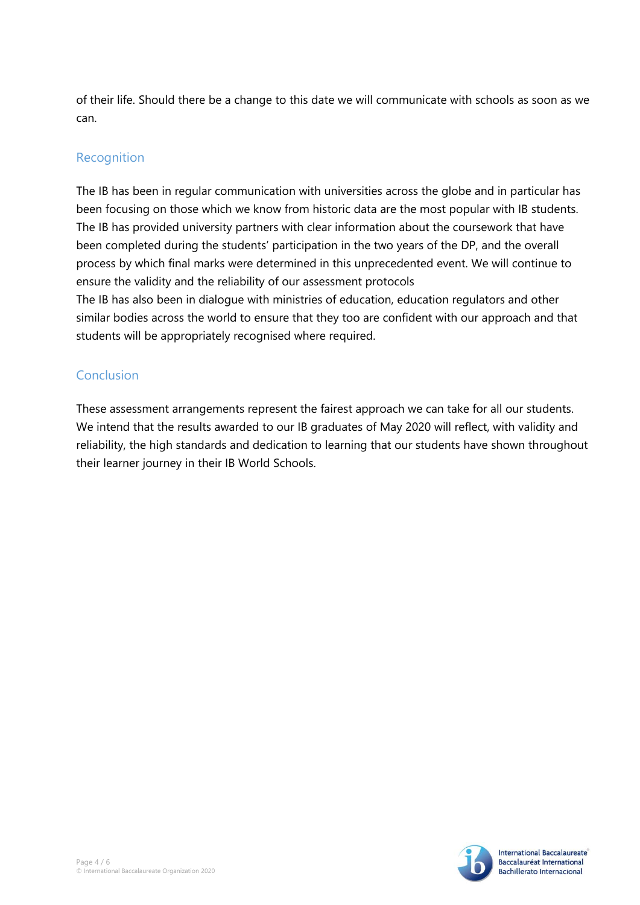of their life. Should there be a change to this date we will communicate with schools as soon as we can.

## Recognition

The IB has been in regular communication with universities across the globe and in particular has been focusing on those which we know from historic data are the most popular with IB students. The IB has provided university partners with clear information about the coursework that have been completed during the students' participation in the two years of the DP, and the overall process by which final marks were determined in this unprecedented event. We will continue to ensure the validity and the reliability of our assessment protocols

The IB has also been in dialogue with ministries of education, education regulators and other similar bodies across the world to ensure that they too are confident with our approach and that students will be appropriately recognised where required.

## Conclusion

These assessment arrangements represent the fairest approach we can take for all our students. We intend that the results awarded to our IB graduates of May 2020 will reflect, with validity and reliability, the high standards and dedication to learning that our students have shown throughout their learner journey in their IB World Schools.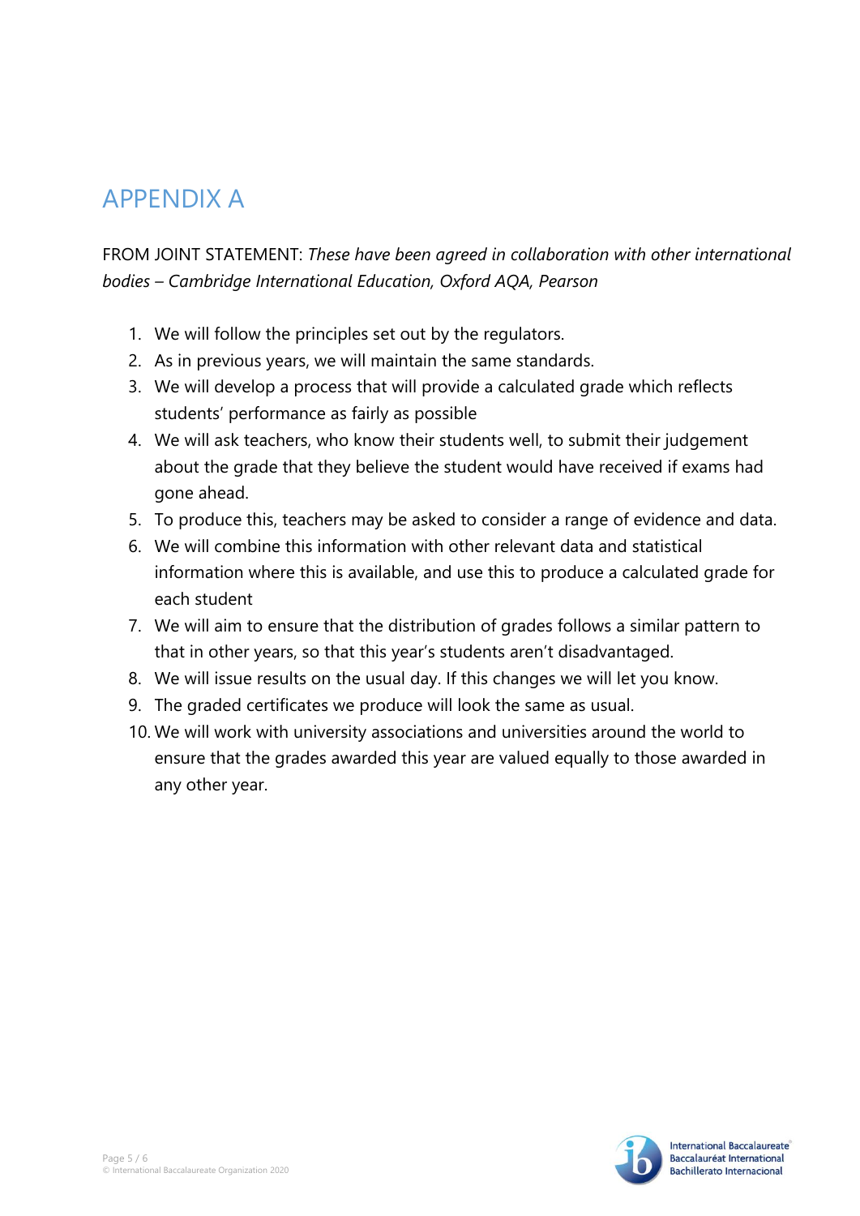# APPENDIX A

FROM JOINT STATEMENT: *These have been agreed in collaboration with other international bodies – Cambridge International Education, Oxford AQA, Pearson*

1. We will follow the principles set out by the regulators.
2. As in previous years, we will maintain the same standards.
3. We will develop a process that will provide a calculated grade which reflects students' performance as fairly as possible
4. We will ask teachers, who know their students well, to submit their judgement about the grade that they believe the student would have received if exams had gone ahead.
5. To produce this, teachers may be asked to consider a range of evidence and data.
6. We will combine this information with other relevant data and statistical information where this is available, and use this to produce a calculated grade for each student
7. We will aim to ensure that the distribution of grades follows a similar pattern to that in other years, so that this year's students aren't disadvantaged.
8. We will issue results on the usual day. If this changes we will let you know.
9. The graded certificates we produce will look the same as usual.
10. We will work with university associations and universities around the world to ensure that the grades awarded this year are valued equally to those awarded in any other year.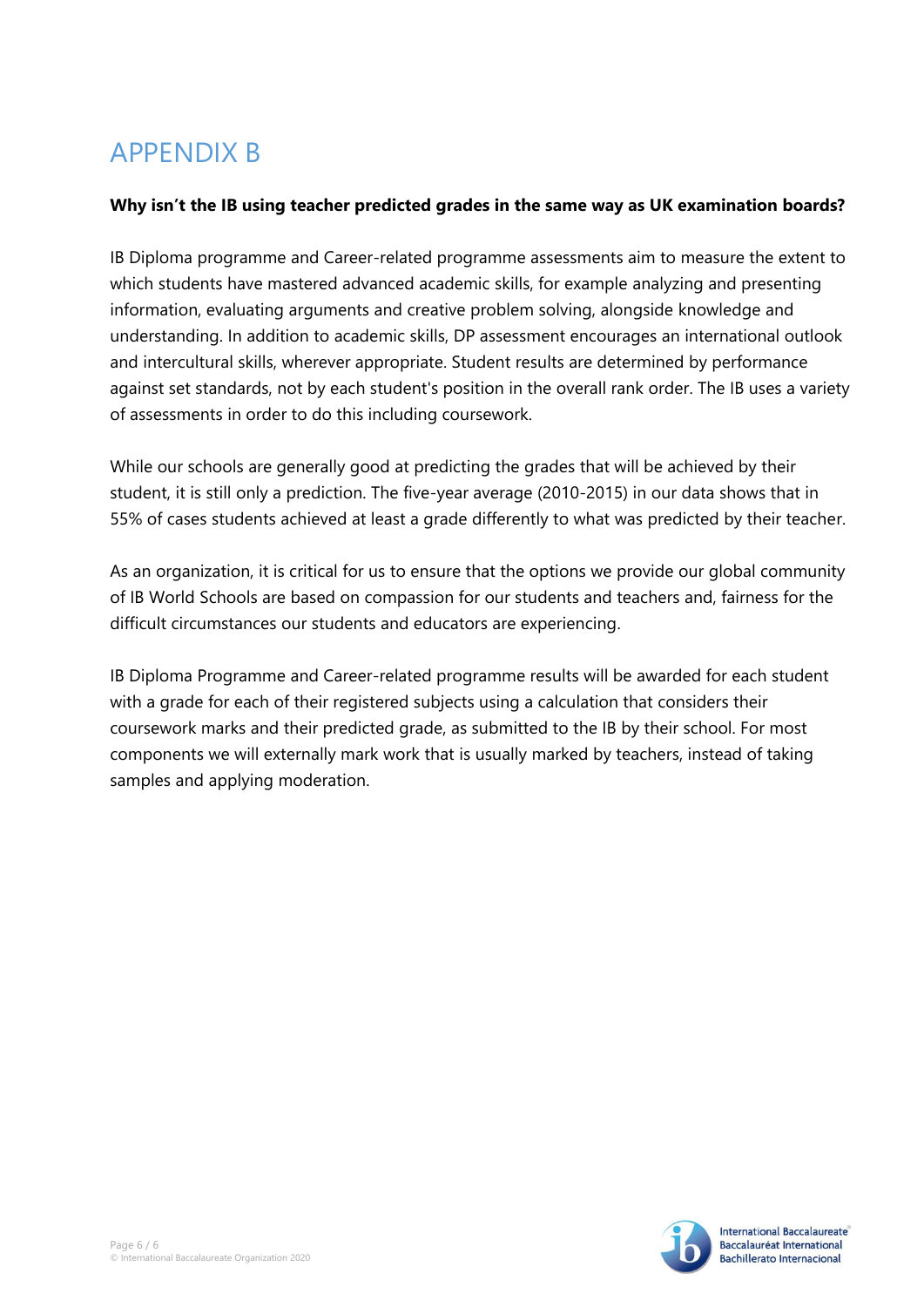# APPENDIX B

**Why isn't the IB using teacher predicted grades in the same way as UK examination boards?**

IB Diploma programme and Career-related programme assessments aim to measure the extent to which students have mastered advanced academic skills, for example analyzing and presenting information, evaluating arguments and creative problem solving, alongside knowledge and understanding. In addition to academic skills, DP assessment encourages an international outlook and intercultural skills, wherever appropriate. Student results are determined by performance against set standards, not by each student's position in the overall rank order. The IB uses a variety of assessments in order to do this including coursework.

While our schools are generally good at predicting the grades that will be achieved by their student, it is still only a prediction. The five-year average (2010-2015) in our data shows that in 55% of cases students achieved at least a grade differently to what was predicted by their teacher.

As an organization, it is critical for us to ensure that the options we provide our global community of IB World Schools are based on compassion for our students and teachers and, fairness for the difficult circumstances our students and educators are experiencing.

IB Diploma Programme and Career-related programme results will be awarded for each student with a grade for each of their registered subjects using a calculation that considers their coursework marks and their predicted grade, as submitted to the IB by their school. For most components we will externally mark work that is usually marked by teachers, instead of taking samples and applying moderation.